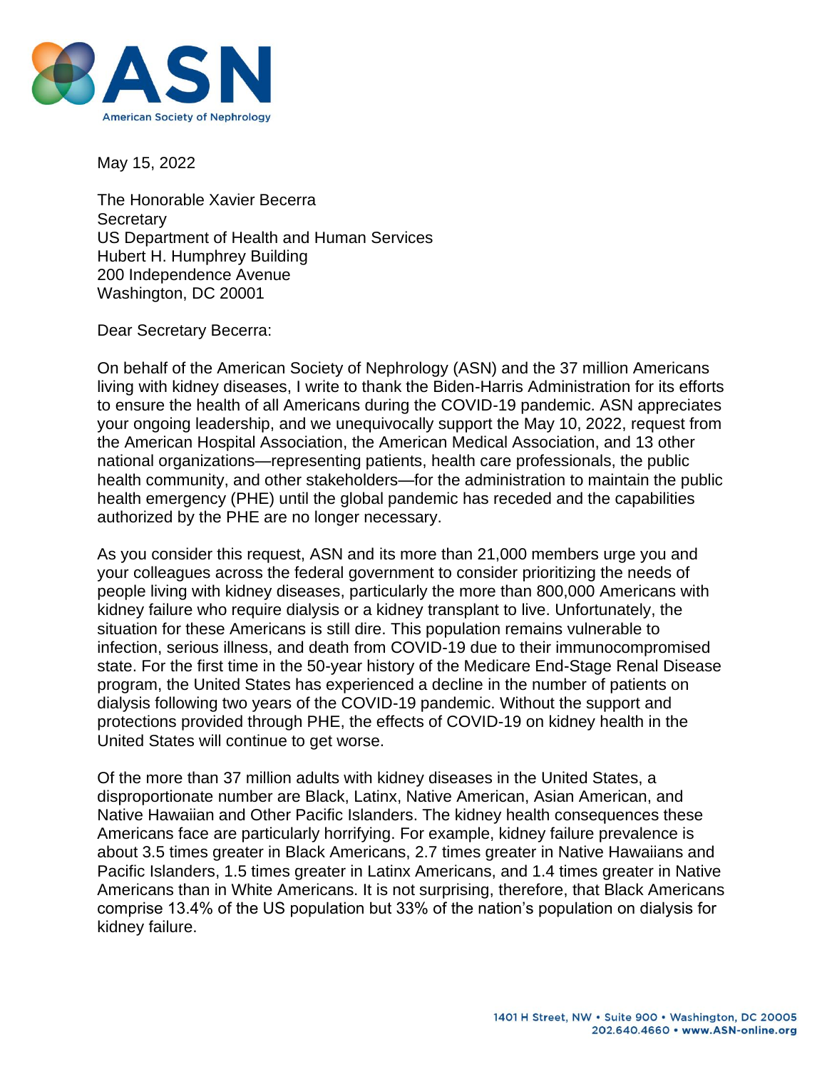ASN

American Society of Nephrology

May 15, 2022

The Honorable Xavier Becerra
Secretary
US Department of Health and Human Services
Hubert H. Humphrey Building
200 Independence Avenue
Washington, DC 20001

Dear Secretary Becerra:

On behalf of the American Society of Nephrology (ASN) and the 37 million Americans living with kidney diseases, I write to thank the Biden-Harris Administration for its efforts to ensure the health of all Americans during the COVID-19 pandemic. ASN appreciates your ongoing leadership, and we unequivocally support the May 10, 2022, request from the American Hospital Association, the American Medical Association, and 13 other national organizations—representing patients, health care professionals, the public health community, and other stakeholders—for the administration to maintain the public health emergency (PHE) until the global pandemic has receded and the capabilities authorized by the PHE are no longer necessary.

As you consider this request, ASN and its more than 21,000 members urge you and your colleagues across the federal government to consider prioritizing the needs of people living with kidney diseases, particularly the more than 800,000 Americans with kidney failure who require dialysis or a kidney transplant to live. Unfortunately, the situation for these Americans is still dire. This population remains vulnerable to infection, serious illness, and death from COVID-19 due to their immunocompromised state. For the first time in the 50-year history of the Medicare End-Stage Renal Disease program, the United States has experienced a decline in the number of patients on dialysis following two years of the COVID-19 pandemic. Without the support and protections provided through PHE, the effects of COVID-19 on kidney health in the United States will continue to get worse.

Of the more than 37 million adults with kidney diseases in the United States, a disproportionate number are Black, Latinx, Native American, Asian American, and Native Hawaiian and Other Pacific Islanders. The kidney health consequences these Americans face are particularly horrifying. For example, kidney failure prevalence is about 3.5 times greater in Black Americans, 2.7 times greater in Native Hawaiians and Pacific Islanders, 1.5 times greater in Latinx Americans, and 1.4 times greater in Native Americans than in White Americans. It is not surprising, therefore, that Black Americans comprise 13.4% of the US population but 33% of the nation's population on dialysis for kidney failure.

1401 H Street, NW • Suite 900 • Washington, DC 20005
202.640.4660 • www.ASN-online.org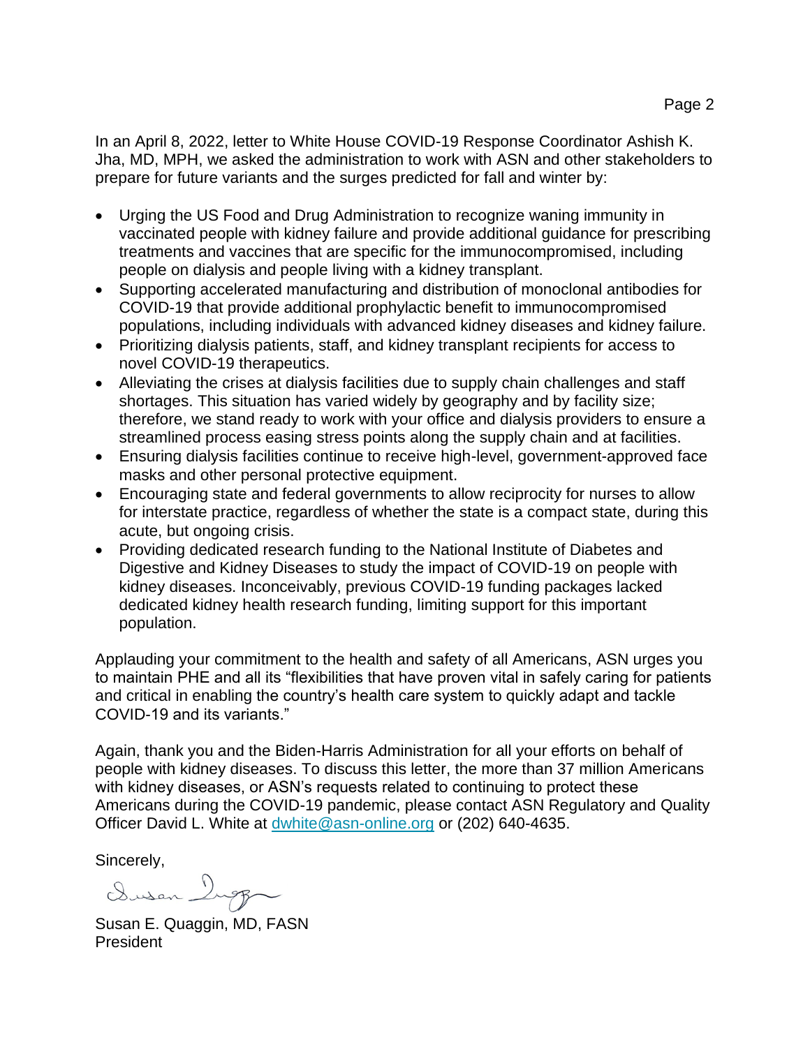In an April 8, 2022, letter to White House COVID-19 Response Coordinator Ashish K. Jha, MD, MPH, we asked the administration to work with ASN and other stakeholders to prepare for future variants and the surges predicted for fall and winter by:

- Urging the US Food and Drug Administration to recognize waning immunity in vaccinated people with kidney failure and provide additional guidance for prescribing treatments and vaccines that are specific for the immunocompromised, including people on dialysis and people living with a kidney transplant.
- Supporting accelerated manufacturing and distribution of monoclonal antibodies for COVID-19 that provide additional prophylactic benefit to immunocompromised populations, including individuals with advanced kidney diseases and kidney failure.
- Prioritizing dialysis patients, staff, and kidney transplant recipients for access to novel COVID-19 therapeutics.
- Alleviating the crises at dialysis facilities due to supply chain challenges and staff shortages. This situation has varied widely by geography and by facility size; therefore, we stand ready to work with your office and dialysis providers to ensure a streamlined process easing stress points along the supply chain and at facilities.
- Ensuring dialysis facilities continue to receive high-level, government-approved face masks and other personal protective equipment.
- Encouraging state and federal governments to allow reciprocity for nurses to allow for interstate practice, regardless of whether the state is a compact state, during this acute, but ongoing crisis.
- Providing dedicated research funding to the National Institute of Diabetes and Digestive and Kidney Diseases to study the impact of COVID-19 on people with kidney diseases. Inconceivably, previous COVID-19 funding packages lacked dedicated kidney health research funding, limiting support for this important population.

Applauding your commitment to the health and safety of all Americans, ASN urges you to maintain PHE and all its "flexibilities that have proven vital in safely caring for patients and critical in enabling the country's health care system to quickly adapt and tackle COVID-19 and its variants."

Again, thank you and the Biden-Harris Administration for all your efforts on behalf of people with kidney diseases. To discuss this letter, the more than 37 million Americans with kidney diseases, or ASN's requests related to continuing to protect these Americans during the COVID-19 pandemic, please contact ASN Regulatory and Quality Officer David L. White at dwhite@asn-online.org or (202) 640-4635.

Sincerely,

Susan E. Quaggin, MD, FASN
President